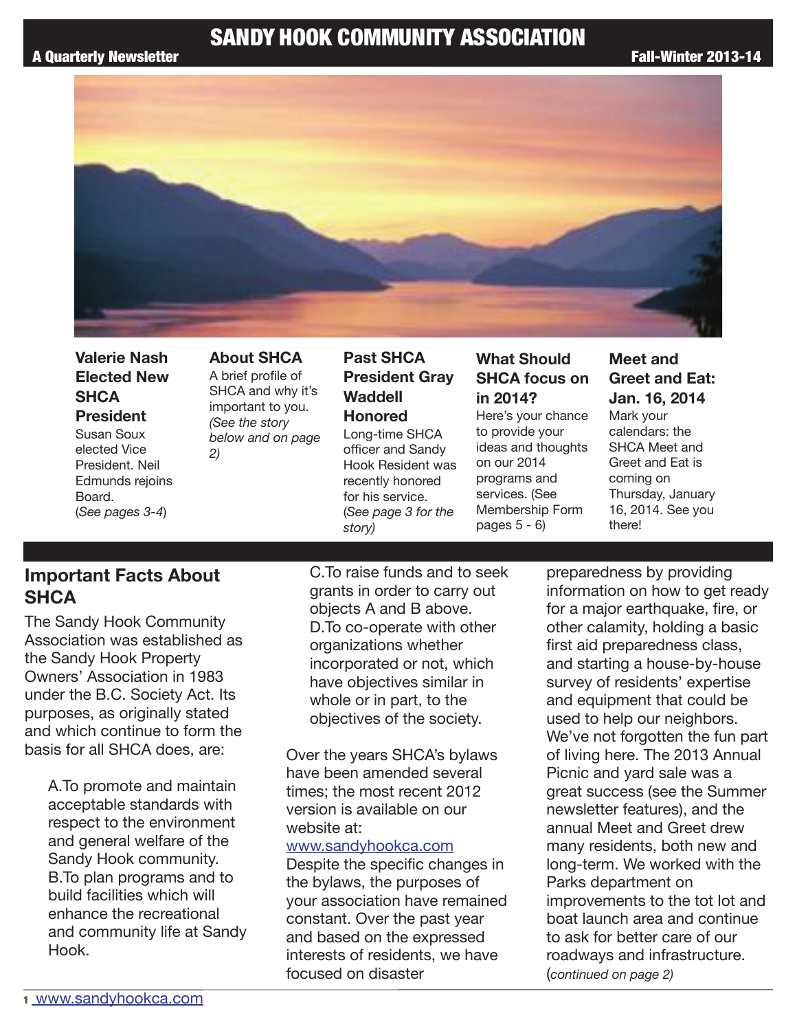# SANDY HOOK COMMUNITY ASSOCIATION

**A Quarterly Newsletter** **Fall-Winter 2013-14**

### Valerie Nash Elected New SHCA President

Susan Soux elected Vice President. Neil Edmunds rejoins Board. (*See pages 3-4*)

### About SHCA

A brief profile of SHCA and why it's important to you. *(See the story below and on page 2)*

### Past SHCA President Gray Waddell Honored

Long-time SHCA officer and Sandy Hook Resident was recently honored for his service. (*See page 3 for the story)*

### What Should SHCA focus on in 2014?

Here's your chance to provide your ideas and thoughts on our 2014 programs and services. (See Membership Form pages 5 - 6)

### Meet and Greet and Eat: Jan. 16, 2014

Mark your calendars: the SHCA Meet and Greet and Eat is coming on Thursday, January 16, 2014. See you there!

## Important Facts About SHCA

The Sandy Hook Community Association was established as the Sandy Hook Property Owners' Association in 1983 under the B.C. Society Act. Its purposes, as originally stated and which continue to form the basis for all SHCA does, are:

A. To promote and maintain acceptable standards with respect to the environment and general welfare of the Sandy Hook community.
B. To plan programs and to build facilities which will enhance the recreational and community life at Sandy Hook.
C. To raise funds and to seek grants in order to carry out objects A and B above.
D. To co-operate with other organizations whether incorporated or not, which have objectives similar in whole or in part, to the objectives of the society.

Over the years SHCA's bylaws have been amended several times; the most recent 2012 version is available on our website at: www.sandyhookca.com
Despite the specific changes in the bylaws, the purposes of your association have remained constant. Over the past year and based on the expressed interests of residents, we have focused on disaster preparedness by providing information on how to get ready for a major earthquake, fire, or other calamity, holding a basic first aid preparedness class, and starting a house-by-house survey of residents' expertise and equipment that could be used to help our neighbors.
We've not forgotten the fun part of living here. The 2013 Annual Picnic and yard sale was a great success (see the Summer newsletter features), and the annual Meet and Greet drew many residents, both new and long-term. We worked with the Parks department on improvements to the tot lot and boat launch area and continue to ask for better care of our roadways and infrastructure. (*continued on page 2)*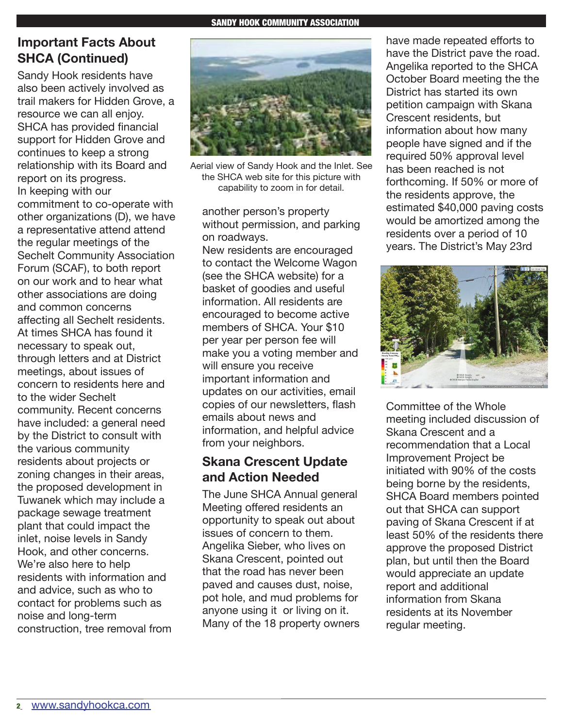## Important Facts About SHCA (Continued)

Sandy Hook residents have also been actively involved as trail makers for Hidden Grove, a resource we can all enjoy. SHCA has provided financial support for Hidden Grove and continues to keep a strong relationship with its Board and report on its progress.

In keeping with our commitment to co-operate with other organizations (D), we have a representative attend attend the regular meetings of the Sechelt Community Association Forum (SCAF), to both report on our work and to hear what other associations are doing and common concerns affecting all Sechelt residents. At times SHCA has found it necessary to speak out, through letters and at District meetings, about issues of concern to residents here and to the wider Sechelt community. Recent concerns have included: a general need by the District to consult with the various community residents about projects or zoning changes in their areas, the proposed development in Tuwanek which may include a package sewage treatment plant that could impact the inlet, noise levels in Sandy Hook, and other concerns.

We're also here to help residents with information and and advice, such as who to contact for problems such as noise and long-term construction, tree removal from another person's property without permission, and parking on roadways.

Aerial view of Sandy Hook and the Inlet. See the SHCA web site for this picture with capability to zoom in for detail.

New residents are encouraged to contact the Welcome Wagon (see the SHCA website) for a basket of goodies and useful information. All residents are encouraged to become active members of SHCA. Your $10 per year per person fee will make you a voting member and will ensure you receive important information and updates on our activities, email copies of our newsletters, flash emails about news and information, and helpful advice from your neighbors.

## Skana Crescent Update and Action Needed

The June SHCA Annual general Meeting offered residents an opportunity to speak out about issues of concern to them. Angelika Sieber, who lives on Skana Crescent, pointed out that the road has never been paved and causes dust, noise, pot hole, and mud problems for anyone using it or living on it. Many of the 18 property owners have made repeated efforts to have the District pave the road. Angelika reported to the SHCA October Board meeting the the District has started its own petition campaign with Skana Crescent residents, but information about how many people have signed and if the required 50% approval level has been reached is not forthcoming. If 50% or more of the residents approve, the estimated $40,000 paving costs would be amortized among the residents over a period of 10 years. The District's May 23rd Committee of the Whole meeting included discussion of Skana Crescent and a recommendation that a Local Improvement Project be initiated with 90% of the costs being borne by the residents, SHCA Board members pointed out that SHCA can support paving of Skana Crescent if at least 50% of the residents there approve the proposed District plan, but until then the Board would appreciate an update report and additional information from Skana residents at its November regular meeting.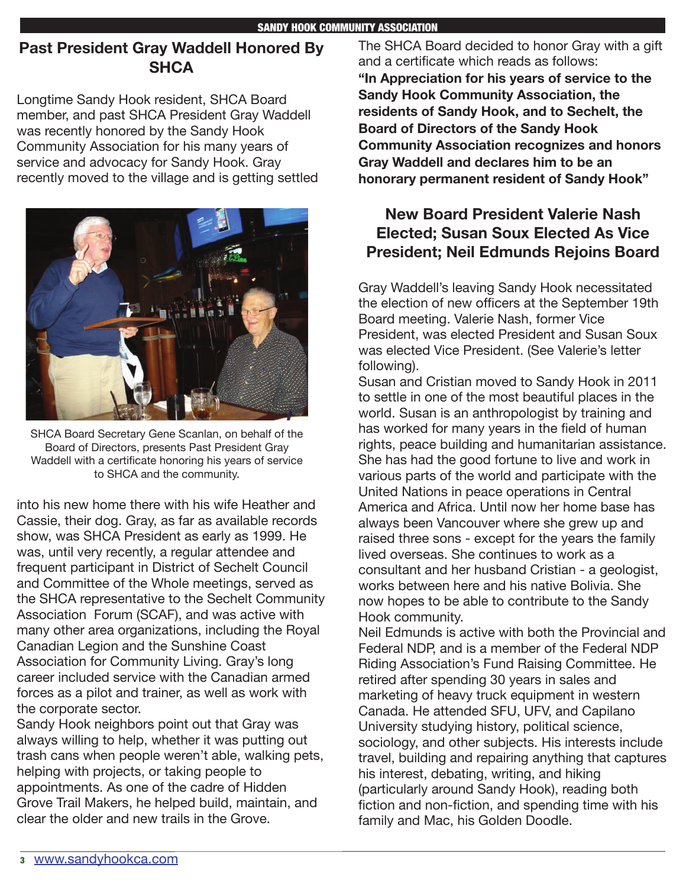## Past President Gray Waddell Honored By SHCA

Longtime Sandy Hook resident, SHCA Board member, and past SHCA President Gray Waddell was recently honored by the Sandy Hook Community Association for his many years of service and advocacy for Sandy Hook. Gray recently moved to the village and is getting settled into his new home there with his wife Heather and Cassie, their dog. Gray, as far as available records show, was SHCA President as early as 1999. He was, until very recently, a regular attendee and frequent participant in District of Sechelt Council and Committee of the Whole meetings, served as the SHCA representative to the Sechelt Community Association Forum (SCAF), and was active with many other area organizations, including the Royal Canadian Legion and the Sunshine Coast Association for Community Living. Gray's long career included service with the Canadian armed forces as a pilot and trainer, as well as work with the corporate sector.

SHCA Board Secretary Gene Scanlan, on behalf of the Board of Directors, presents Past President Gray Waddell with a certificate honoring his years of service to SHCA and the community.

Sandy Hook neighbors point out that Gray was always willing to help, whether it was putting out trash cans when people weren't able, walking pets, helping with projects, or taking people to appointments. As one of the cadre of Hidden Grove Trail Makers, he helped build, maintain, and clear the older and new trails in the Grove.

The SHCA Board decided to honor Gray with a gift and a certificate which reads as follows:

**"In Appreciation for his years of service to the Sandy Hook Community Association, the residents of Sandy Hook, and to Sechelt, the Board of Directors of the Sandy Hook Community Association recognizes and honors Gray Waddell and declares him to be an honorary permanent resident of Sandy Hook"**

## New Board President Valerie Nash Elected; Susan Soux Elected As Vice President; Neil Edmunds Rejoins Board

Gray Waddell's leaving Sandy Hook necessitated the election of new officers at the September 19th Board meeting. Valerie Nash, former Vice President, was elected President and Susan Soux was elected Vice President. (See Valerie's letter following).

Susan and Cristian moved to Sandy Hook in 2011 to settle in one of the most beautiful places in the world. Susan is an anthropologist by training and has worked for many years in the field of human rights, peace building and humanitarian assistance. She has had the good fortune to live and work in various parts of the world and participate with the United Nations in peace operations in Central America and Africa. Until now her home base has always been Vancouver where she grew up and raised three sons - except for the years the family lived overseas. She continues to work as a consultant and her husband Cristian - a geologist, works between here and his native Bolivia. She now hopes to be able to contribute to the Sandy Hook community.

Neil Edmunds is active with both the Provincial and Federal NDP, and is a member of the Federal NDP Riding Association's Fund Raising Committee. He retired after spending 30 years in sales and marketing of heavy truck equipment in western Canada. He attended SFU, UFV, and Capilano University studying history, political science, sociology, and other subjects. His interests include travel, building and repairing anything that captures his interest, debating, writing, and hiking (particularly around Sandy Hook), reading both fiction and non-fiction, and spending time with his family and Mac, his Golden Doodle.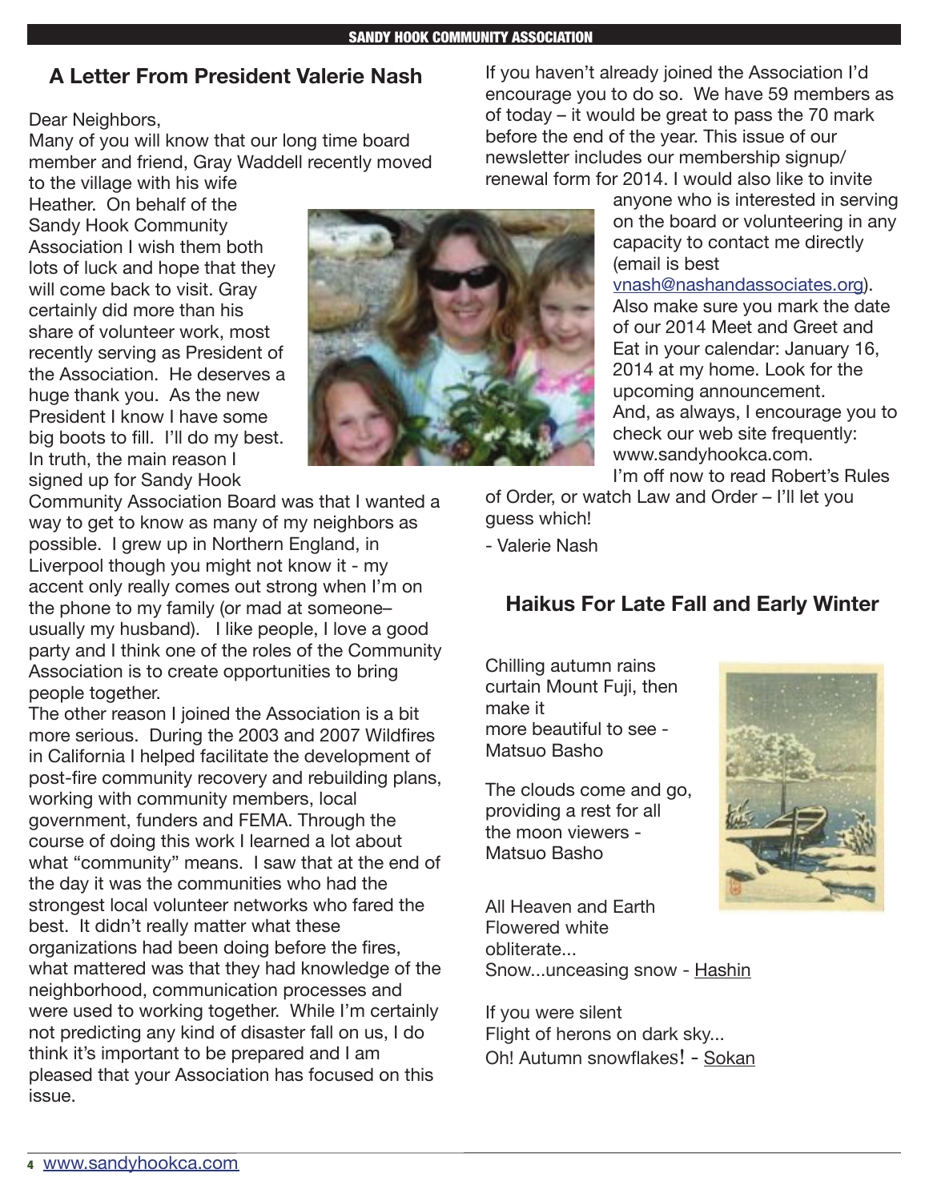## A Letter From President Valerie Nash

Dear Neighbors,

Many of you will know that our long time board member and friend, Gray Waddell recently moved to the village with his wife Heather. On behalf of the Sandy Hook Community Association I wish them both lots of luck and hope that they will come back to visit. Gray certainly did more than his share of volunteer work, most recently serving as President of the Association. He deserves a huge thank you. As the new President I know I have some big boots to fill. I'll do my best.

In truth, the main reason I signed up for Sandy Hook Community Association Board was that I wanted a way to get to know as many of my neighbors as possible. I grew up in Northern England, in Liverpool though you might not know it - my accent only really comes out strong when I'm on the phone to my family (or mad at someone– usually my husband). I like people, I love a good party and I think one of the roles of the Community Association is to create opportunities to bring people together.

The other reason I joined the Association is a bit more serious. During the 2003 and 2007 Wildfires in California I helped facilitate the development of post-fire community recovery and rebuilding plans, working with community members, local government, funders and FEMA. Through the course of doing this work I learned a lot about what "community" means. I saw that at the end of the day it was the communities who had the strongest local volunteer networks who fared the best. It didn't really matter what these organizations had been doing before the fires, what mattered was that they had knowledge of the neighborhood, communication processes and were used to working together. While I'm certainly not predicting any kind of disaster fall on us, I do think it's important to be prepared and I am pleased that your Association has focused on this issue.

If you haven't already joined the Association I'd encourage you to do so. We have 59 members as of today – it would be great to pass the 70 mark before the end of the year. This issue of our newsletter includes our membership signup/renewal form for 2014. I would also like to invite anyone who is interested in serving on the board or volunteering in any capacity to contact me directly (email is best vnash@nashandassociates.org).

Also make sure you mark the date of our 2014 Meet and Greet and Eat in your calendar: January 16, 2014 at my home. Look for the upcoming announcement.

And, as always, I encourage you to check our web site frequently: www.sandyhookca.com.

I'm off now to read Robert's Rules of Order, or watch Law and Order – I'll let you guess which!

- Valerie Nash

## Haikus For Late Fall and Early Winter

Chilling autumn rains  
curtain Mount Fuji, then  
make it  
more beautiful to see -  
Matsuo Basho

The clouds come and go,  
providing a rest for all  
the moon viewers -  
Matsuo Basho

All Heaven and Earth  
Flowered white  
obliterate...  
Snow...unceasing snow - Hashin

If you were silent  
Flight of herons on dark sky...  
Oh! Autumn snowflakes! - Sokan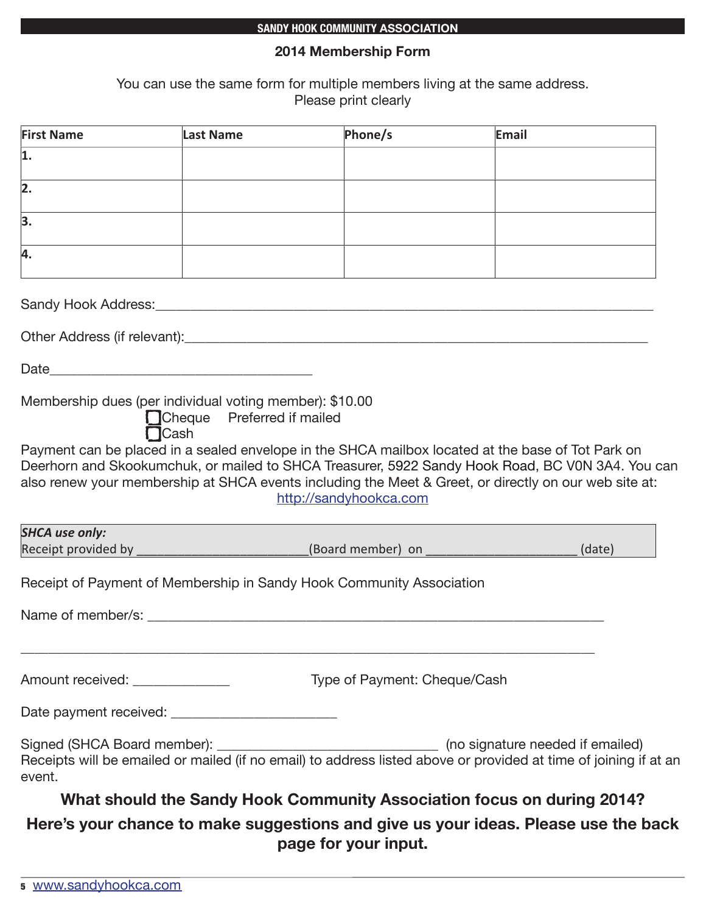## SANDY HOOK COMMUNITY ASSOCIATION

### 2014 Membership Form

You can use the same form for multiple members living at the same address.
Please print clearly

| First Name | Last Name | Phone/s | Email |
|---|---|---|---|
| 1. | | | |
| 2. | | | |
| 3. | | | |
| 4. | | | |

Sandy Hook Address:_______________________________________________________________________

Other Address (if relevant):__________________________________________________________________

Date____________________________________

Membership dues (per individual voting member): $10.00

- ☐ Cheque   Preferred if mailed
- ☐ Cash

Payment can be placed in a sealed envelope in the SHCA mailbox located at the base of Tot Park on Deerhorn and Skookumchuk, or mailed to SHCA Treasurer, 5922 Sandy Hook Road, BC V0N 3A4. You can also renew your membership at SHCA events including the Meet & Greet, or directly on our web site at: http://sandyhookca.com

| ***SHCA use only:*** |
|---|
| Receipt provided by __________________________(Board member) on _______________________ (date) |

Receipt of Payment of Membership in Sandy Hook Community Association

Name of member/s: _______________________________________________________________

_________________________________________________________________________________

Amount received: ______________          Type of Payment: Cheque/Cash

Date payment received: ________________________

Signed (SHCA Board member): _______________________________ (no signature needed if emailed)
Receipts will be emailed or mailed (if no email) to address listed above or provided at time of joining if at an event.

**What should the Sandy Hook Community Association focus on during 2014?**

**Here's your chance to make suggestions and give us your ideas. Please use the back page for your input.**

www.sandyhookca.com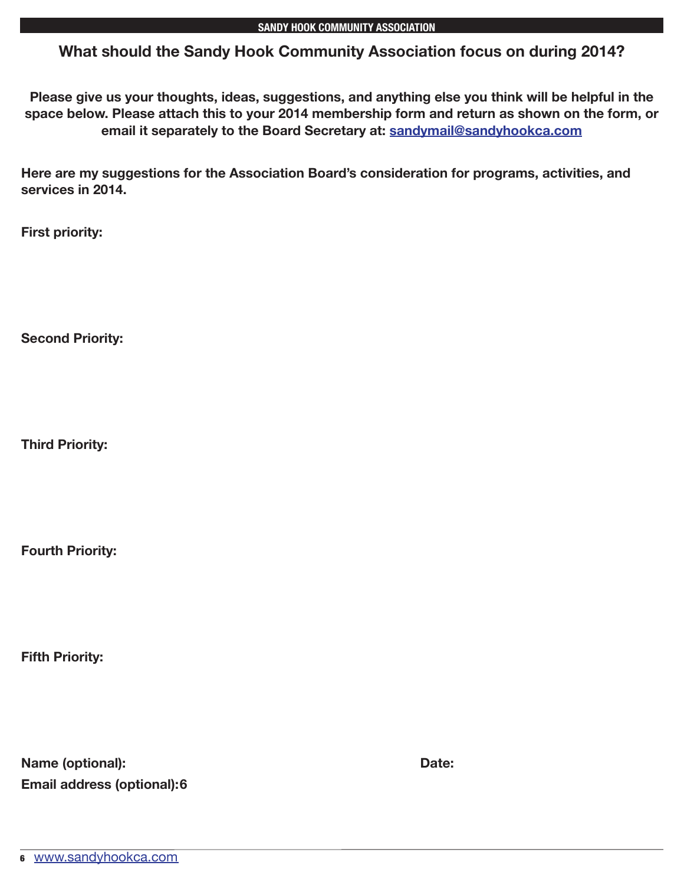# What should the Sandy Hook Community Association focus on during 2014?

**Please give us your thoughts, ideas, suggestions, and anything else you think will be helpful in the space below. Please attach this to your 2014 membership form and return as shown on the form, or email it separately to the Board Secretary at: sandymail@sandyhookca.com**

**Here are my suggestions for the Association Board's consideration for programs, activities, and services in 2014.**

**First priority:**

**Second Priority:**

**Third Priority:**

**Fourth Priority:**

**Fifth Priority:**

**Name (optional):** **Date:**

**Email address (optional):6**